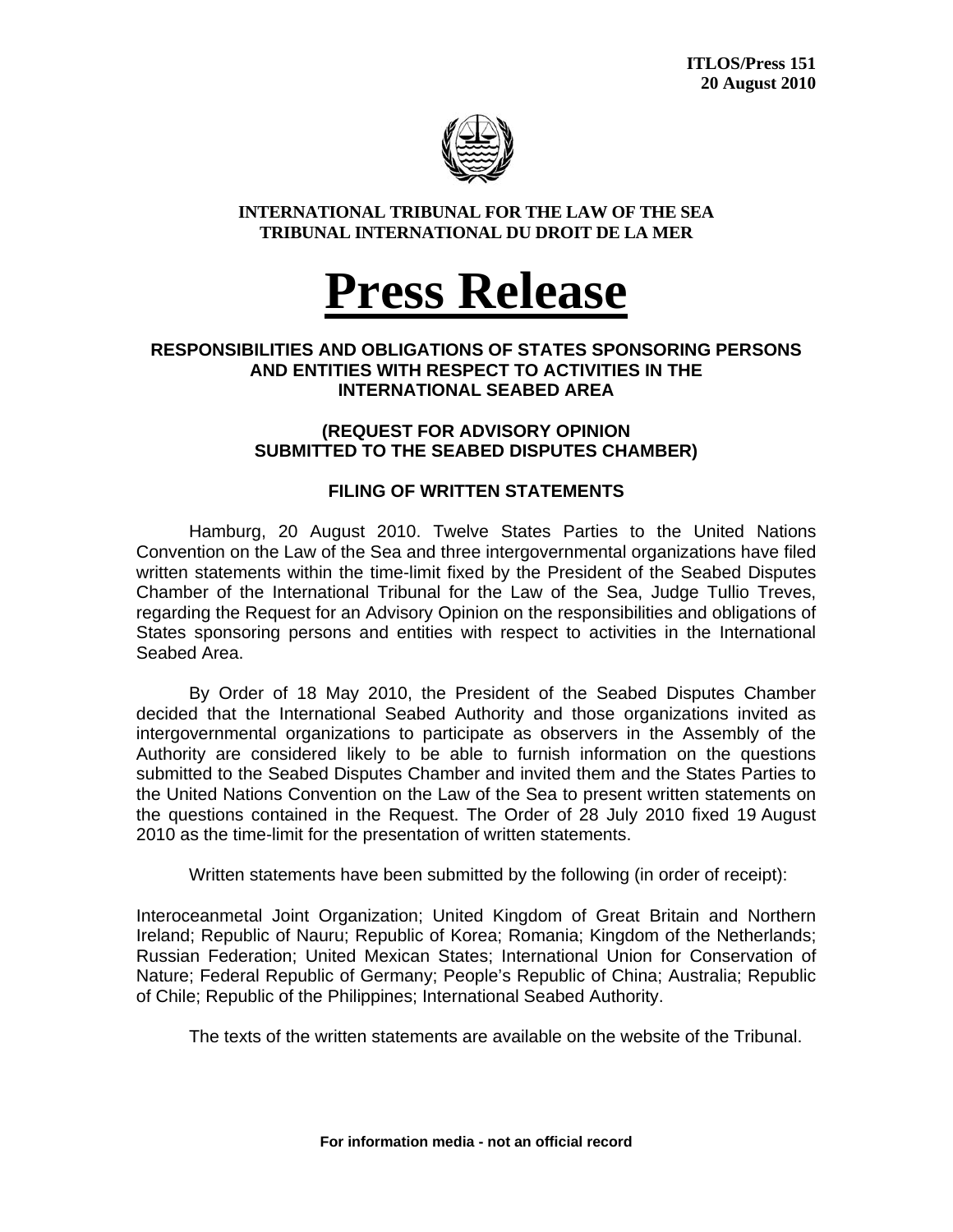**ITLOS/Press 151**
**20 August 2010**

**INTERNATIONAL TRIBUNAL FOR THE LAW OF THE SEA**
**TRIBUNAL INTERNATIONAL DU DROIT DE LA MER**

# Press Release

## RESPONSIBILITIES AND OBLIGATIONS OF STATES SPONSORING PERSONS AND ENTITIES WITH RESPECT TO ACTIVITIES IN THE INTERNATIONAL SEABED AREA

### (REQUEST FOR ADVISORY OPINION SUBMITTED TO THE SEABED DISPUTES CHAMBER)

### FILING OF WRITTEN STATEMENTS

Hamburg, 20 August 2010. Twelve States Parties to the United Nations Convention on the Law of the Sea and three intergovernmental organizations have filed written statements within the time-limit fixed by the President of the Seabed Disputes Chamber of the International Tribunal for the Law of the Sea, Judge Tullio Treves, regarding the Request for an Advisory Opinion on the responsibilities and obligations of States sponsoring persons and entities with respect to activities in the International Seabed Area.

By Order of 18 May 2010, the President of the Seabed Disputes Chamber decided that the International Seabed Authority and those organizations invited as intergovernmental organizations to participate as observers in the Assembly of the Authority are considered likely to be able to furnish information on the questions submitted to the Seabed Disputes Chamber and invited them and the States Parties to the United Nations Convention on the Law of the Sea to present written statements on the questions contained in the Request. The Order of 28 July 2010 fixed 19 August 2010 as the time-limit for the presentation of written statements.

Written statements have been submitted by the following (in order of receipt):

Interoceanmetal Joint Organization; United Kingdom of Great Britain and Northern Ireland; Republic of Nauru; Republic of Korea; Romania; Kingdom of the Netherlands; Russian Federation; United Mexican States; International Union for Conservation of Nature; Federal Republic of Germany; People's Republic of China; Australia; Republic of Chile; Republic of the Philippines; International Seabed Authority.

The texts of the written statements are available on the website of the Tribunal.

**For information media - not an official record**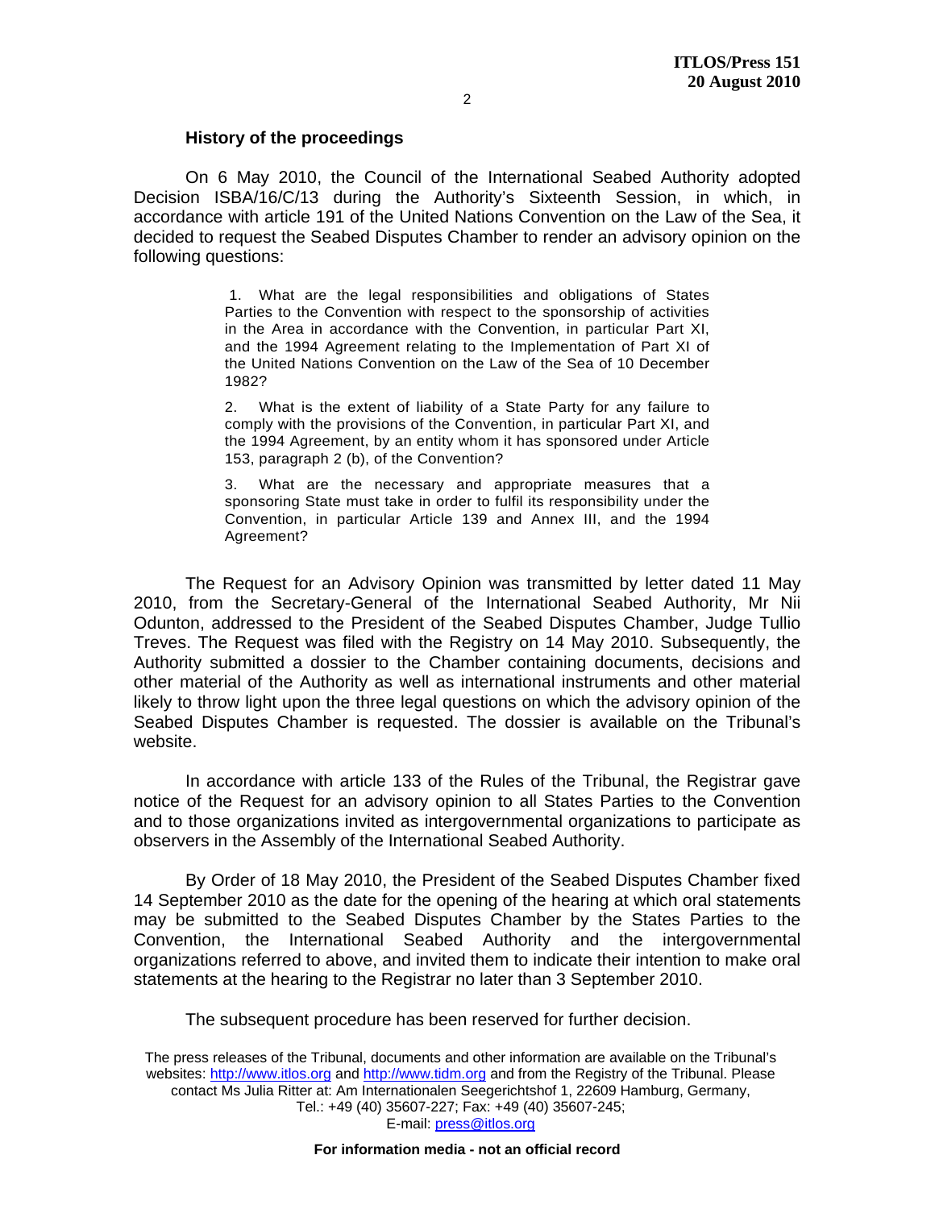**History of the proceedings**

On 6 May 2010, the Council of the International Seabed Authority adopted Decision ISBA/16/C/13 during the Authority's Sixteenth Session, in which, in accordance with article 191 of the United Nations Convention on the Law of the Sea, it decided to request the Seabed Disputes Chamber to render an advisory opinion on the following questions:

> 1. What are the legal responsibilities and obligations of States Parties to the Convention with respect to the sponsorship of activities in the Area in accordance with the Convention, in particular Part XI, and the 1994 Agreement relating to the Implementation of Part XI of the United Nations Convention on the Law of the Sea of 10 December 1982?
>
> 2. What is the extent of liability of a State Party for any failure to comply with the provisions of the Convention, in particular Part XI, and the 1994 Agreement, by an entity whom it has sponsored under Article 153, paragraph 2 (b), of the Convention?
>
> 3. What are the necessary and appropriate measures that a sponsoring State must take in order to fulfil its responsibility under the Convention, in particular Article 139 and Annex III, and the 1994 Agreement?

The Request for an Advisory Opinion was transmitted by letter dated 11 May 2010, from the Secretary-General of the International Seabed Authority, Mr Nii Odunton, addressed to the President of the Seabed Disputes Chamber, Judge Tullio Treves. The Request was filed with the Registry on 14 May 2010. Subsequently, the Authority submitted a dossier to the Chamber containing documents, decisions and other material of the Authority as well as international instruments and other material likely to throw light upon the three legal questions on which the advisory opinion of the Seabed Disputes Chamber is requested. The dossier is available on the Tribunal's website.

In accordance with article 133 of the Rules of the Tribunal, the Registrar gave notice of the Request for an advisory opinion to all States Parties to the Convention and to those organizations invited as intergovernmental organizations to participate as observers in the Assembly of the International Seabed Authority.

By Order of 18 May 2010, the President of the Seabed Disputes Chamber fixed 14 September 2010 as the date for the opening of the hearing at which oral statements may be submitted to the Seabed Disputes Chamber by the States Parties to the Convention, the International Seabed Authority and the intergovernmental organizations referred to above, and invited them to indicate their intention to make oral statements at the hearing to the Registrar no later than 3 September 2010.

The subsequent procedure has been reserved for further decision.

The press releases of the Tribunal, documents and other information are available on the Tribunal's websites: http://www.itlos.org and http://www.tidm.org and from the Registry of the Tribunal. Please contact Ms Julia Ritter at: Am Internationalen Seegerichtshof 1, 22609 Hamburg, Germany, Tel.: +49 (40) 35607-227; Fax: +49 (40) 35607-245; E-mail: press@itlos.org

**For information media - not an official record**